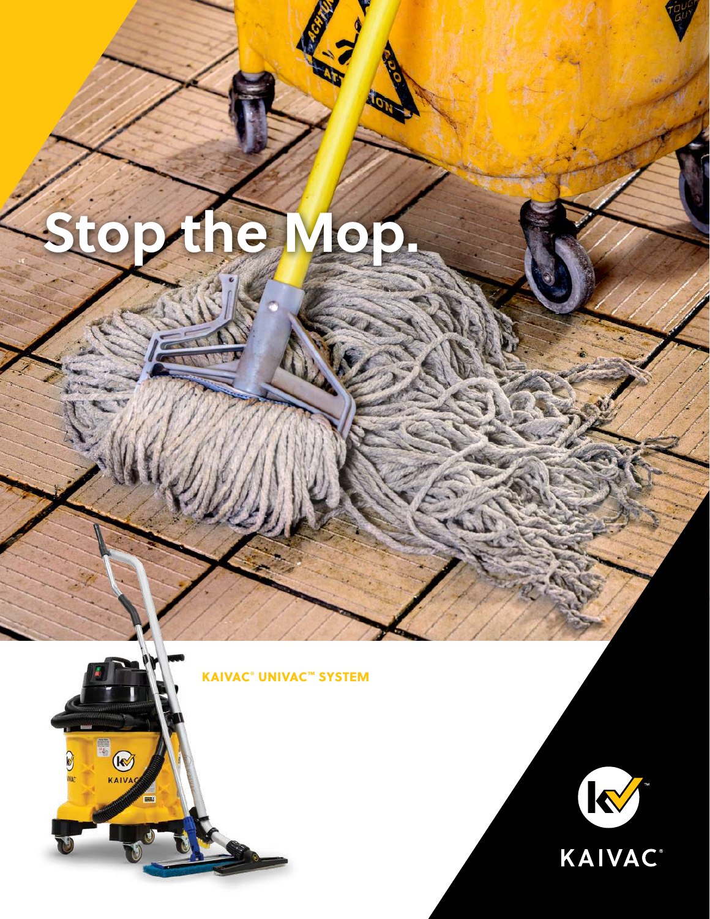# Stop the Mop.

**KAIVAC® UNIVAC™ SYSTEM**

KAIVAC®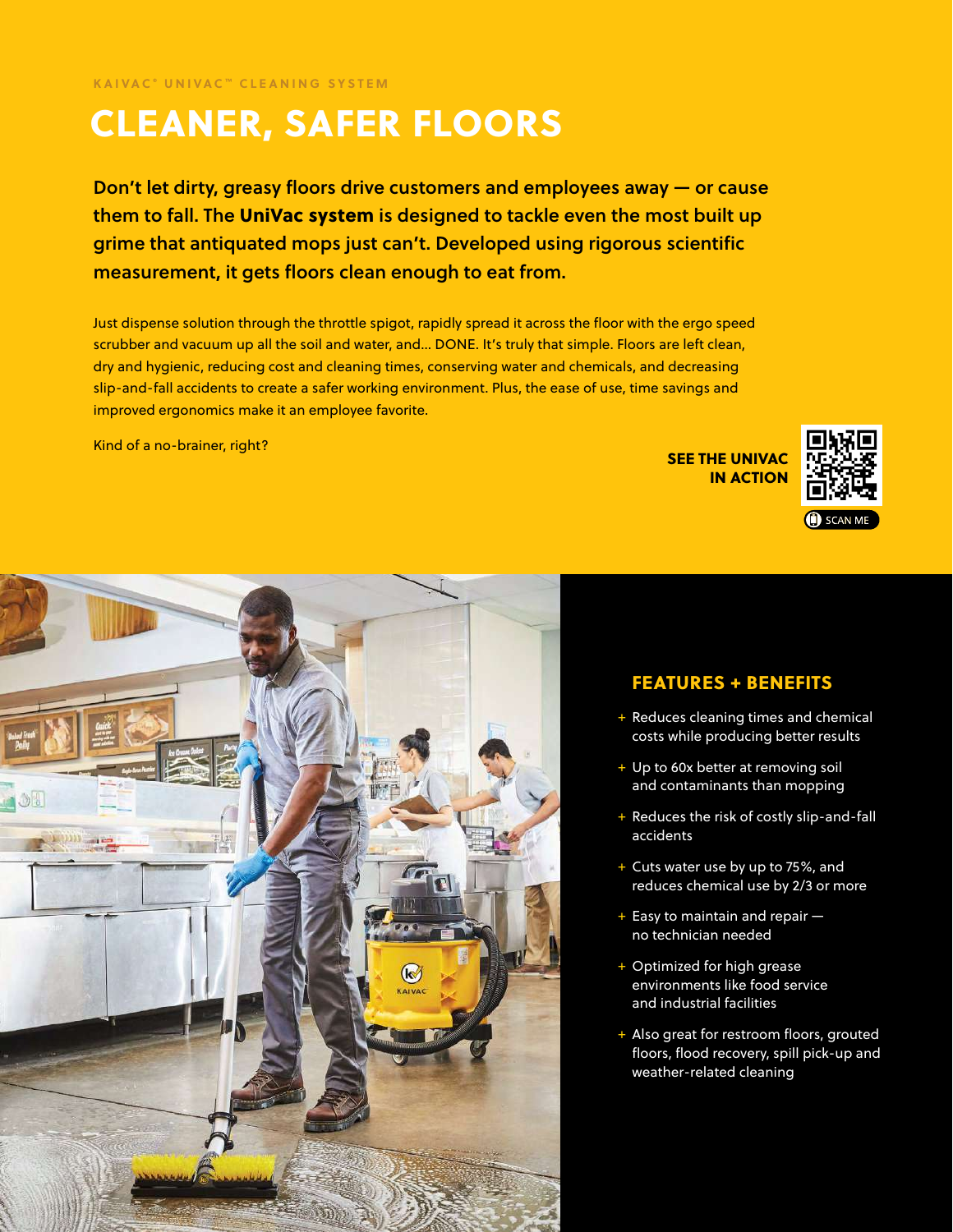KAIVAC® UNIVAC™ CLEANING SYSTEM

# CLEANER, SAFER FLOORS

**Don't let dirty, greasy floors drive customers and employees away — or cause them to fall. The UniVac system is designed to tackle even the most built up grime that antiquated mops just can't. Developed using rigorous scientific measurement, it gets floors clean enough to eat from.**

Just dispense solution through the throttle spigot, rapidly spread it across the floor with the ergo speed scrubber and vacuum up all the soil and water, and... DONE. It's truly that simple. Floors are left clean, dry and hygienic, reducing cost and cleaning times, conserving water and chemicals, and decreasing slip-and-fall accidents to create a safer working environment. Plus, the ease of use, time savings and improved ergonomics make it an employee favorite.

Kind of a no-brainer, right?

**SEE THE UNIVAC IN ACTION**

SCAN ME

## FEATURES + BENEFITS

+ Reduces cleaning times and chemical costs while producing better results
+ Up to 60x better at removing soil and contaminants than mopping
+ Reduces the risk of costly slip-and-fall accidents
+ Cuts water use by up to 75%, and reduces chemical use by 2/3 or more
+ Easy to maintain and repair — no technician needed
+ Optimized for high grease environments like food service and industrial facilities
+ Also great for restroom floors, grouted floors, flood recovery, spill pick-up and weather-related cleaning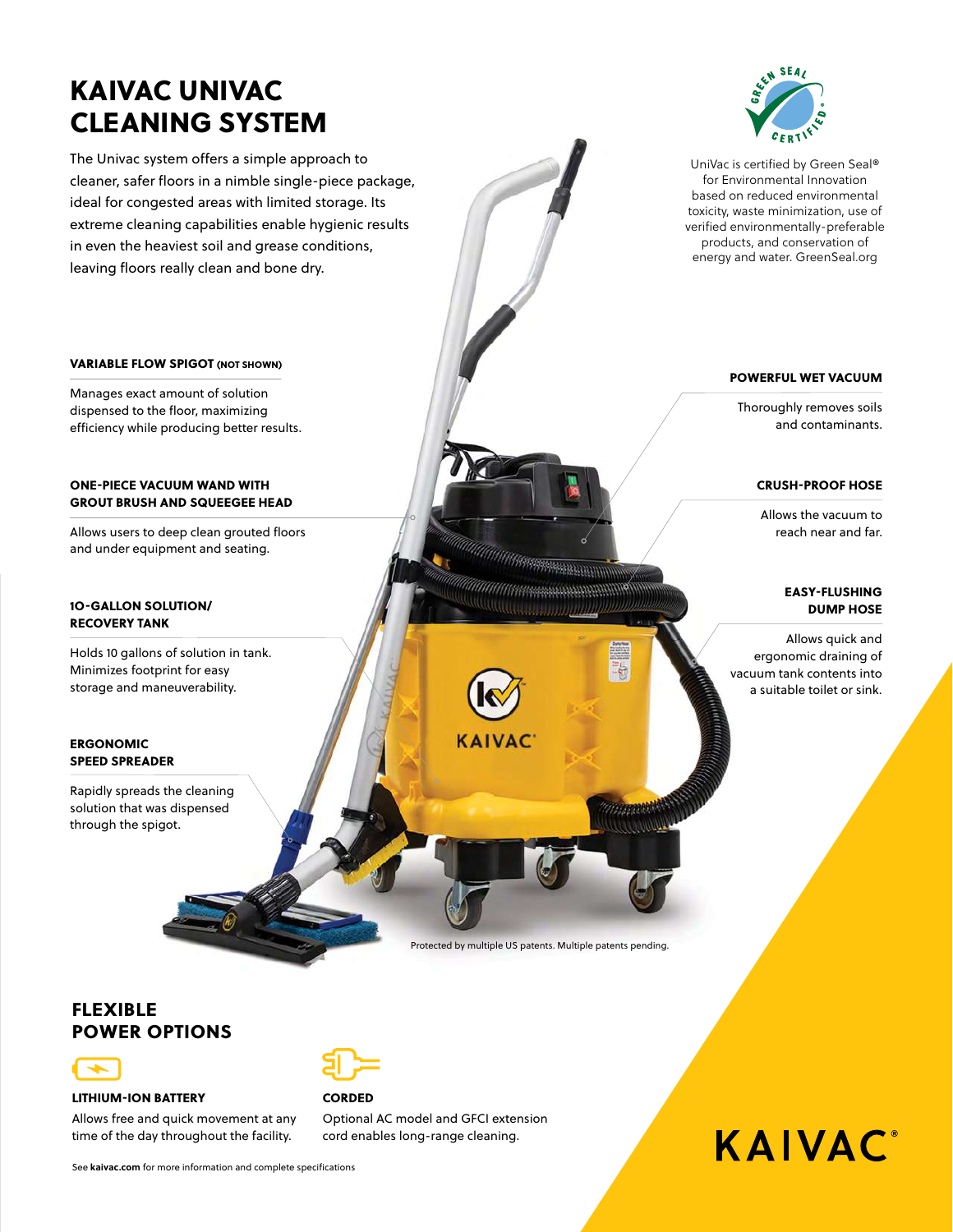# KAIVAC UNIVAC CLEANING SYSTEM

The Univac system offers a simple approach to cleaner, safer floors in a nimble single-piece package, ideal for congested areas with limited storage. Its extreme cleaning capabilities enable hygienic results in even the heaviest soil and grease conditions, leaving floors really clean and bone dry.

UniVac is certified by Green Seal® for Environmental Innovation based on reduced environmental toxicity, waste minimization, use of verified environmentally-preferable products, and conservation of energy and water. GreenSeal.org

**VARIABLE FLOW SPIGOT (NOT SHOWN)**

Manages exact amount of solution dispensed to the floor, maximizing efficiency while producing better results.

**ONE-PIECE VACUUM WAND WITH GROUT BRUSH AND SQUEEGEE HEAD**

Allows users to deep clean grouted floors and under equipment and seating.

**10-GALLON SOLUTION/ RECOVERY TANK**

Holds 10 gallons of solution in tank. Minimizes footprint for easy storage and maneuverability.

**ERGONOMIC SPEED SPREADER**

Rapidly spreads the cleaning solution that was dispensed through the spigot.

**POWERFUL WET VACUUM**

Thoroughly removes soils and contaminants.

**CRUSH-PROOF HOSE**

Allows the vacuum to reach near and far.

**EASY-FLUSHING DUMP HOSE**

Allows quick and ergonomic draining of vacuum tank contents into a suitable toilet or sink.

Protected by multiple US patents. Multiple patents pending.

## FLEXIBLE POWER OPTIONS

**LITHIUM-ION BATTERY**

Allows free and quick movement at any time of the day throughout the facility.

**CORDED**

Optional AC model and GFCI extension cord enables long-range cleaning.

See **kaivac.com** for more information and complete specifications

KAIVAC®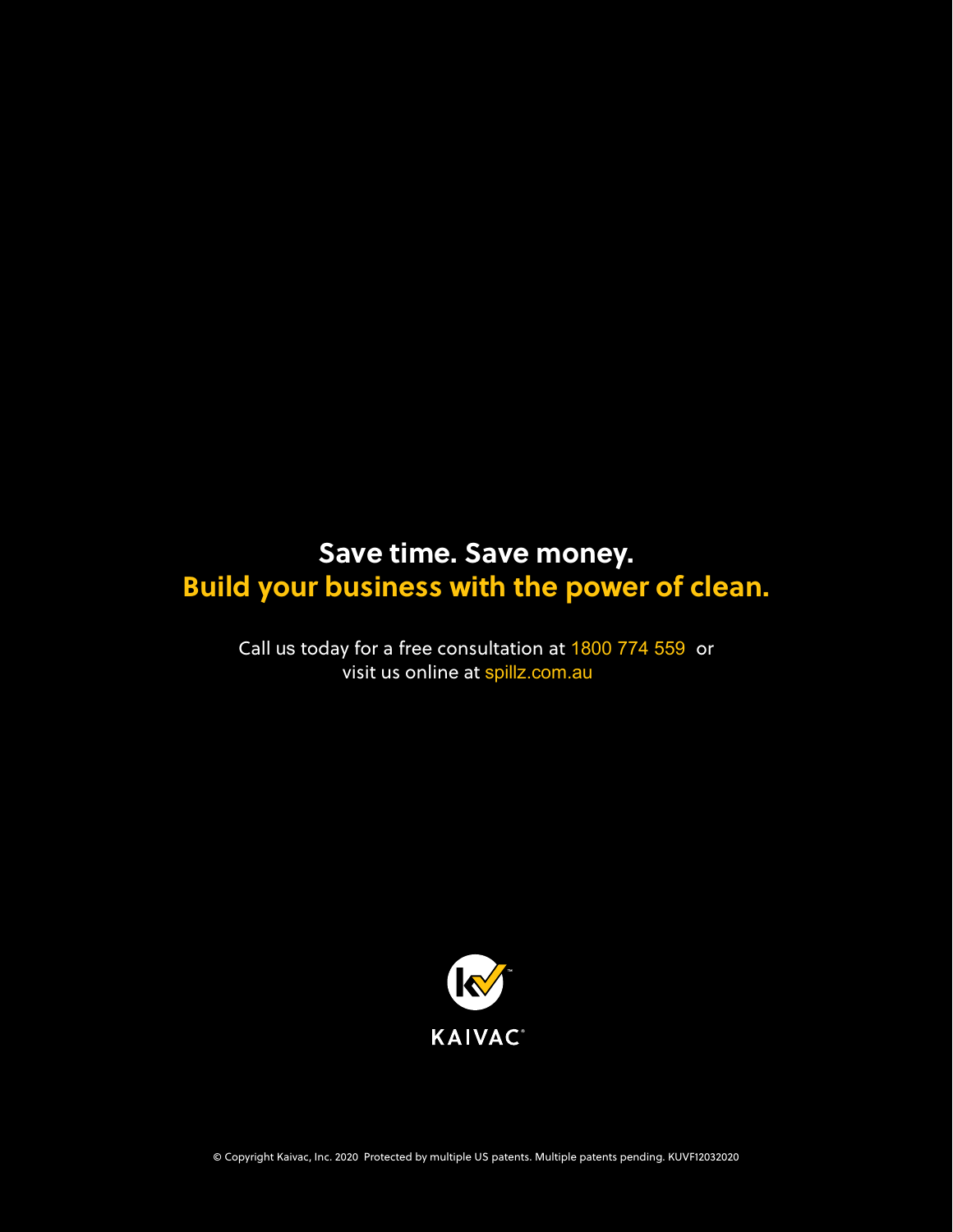**Save time. Save money.**

**Build your business with the power of clean.**

Call us today for a free consultation at 1800 774 559 or visit us online at spillz.com.au

KAIVAC®

© Copyright Kaivac, Inc. 2020 Protected by multiple US patents. Multiple patents pending. KUVF12032020